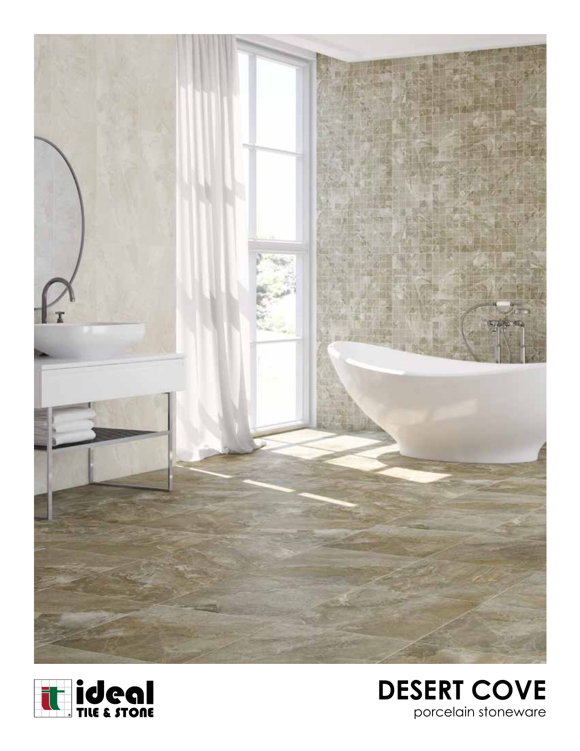ideal TILE & STONE

# DESERT COVE

porcelain stoneware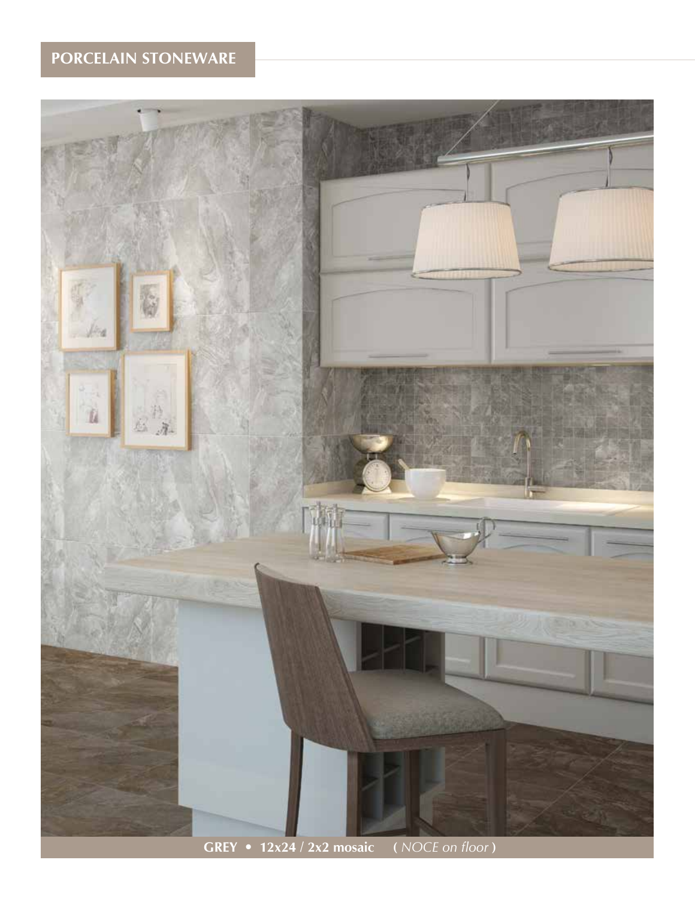PORCELAIN STONEWARE

**GREY • 12x24 / 2x2 mosaic** ( *NOCE on floor* )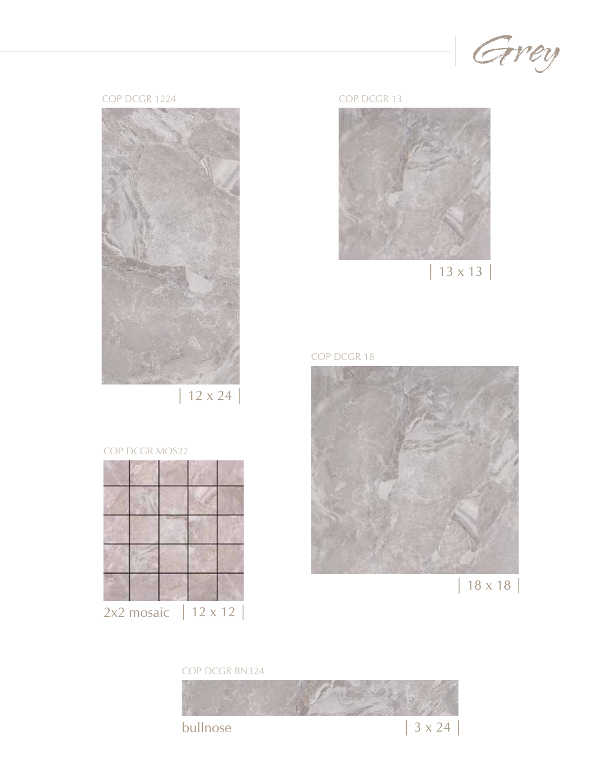# Grey

COP DCGR 1224

| 12 x 24 |

COP DCGR 13

| 13 x 13 |

COP DCGR 18

| 18 x 18 |

COP DCGR MOS22

2x2 mosaic | 12 x 12 |

COP DCGR BN324

bullnose | 3 x 24 |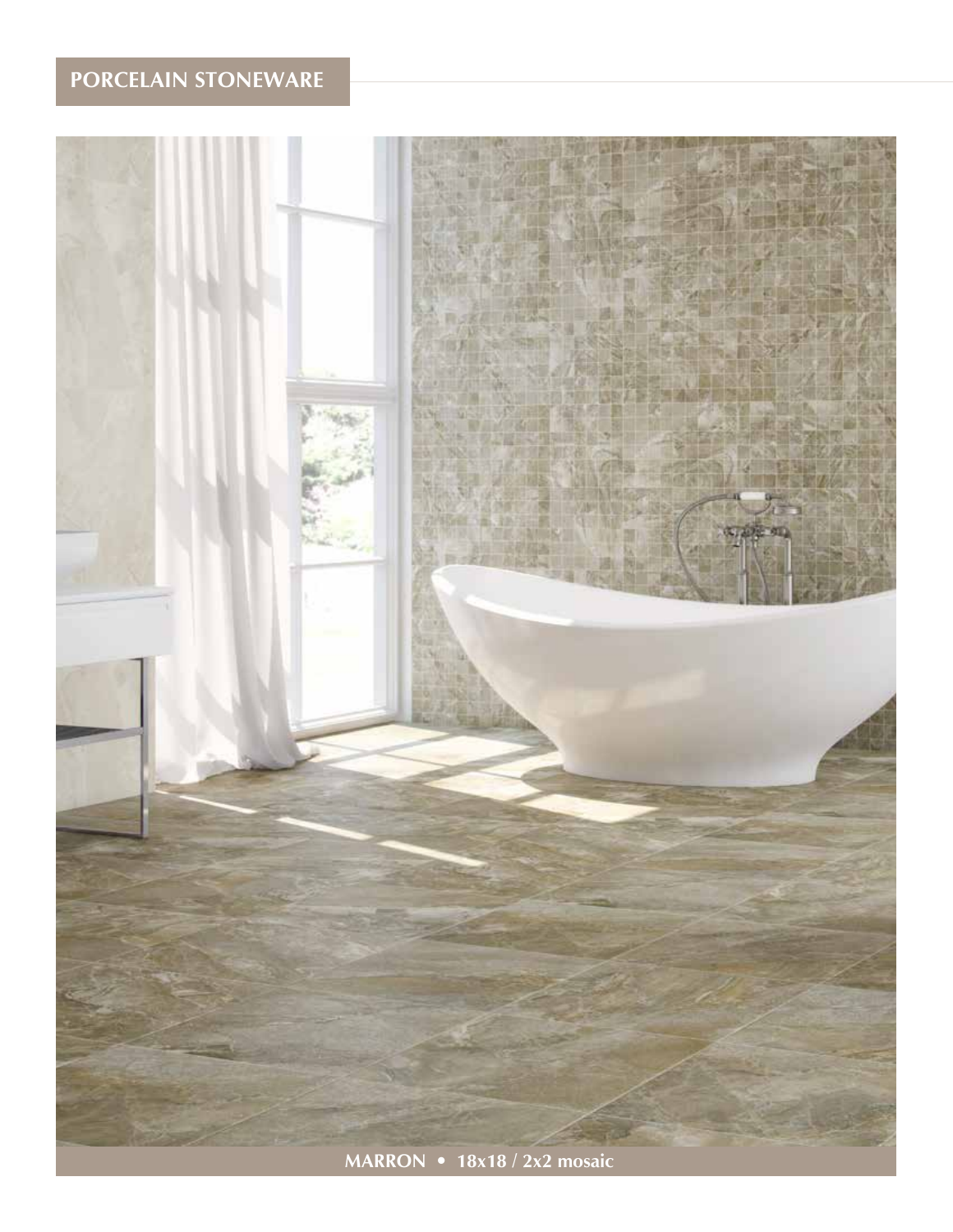## PORCELAIN STONEWARE

**MARRON • 18x18 / 2x2 mosaic**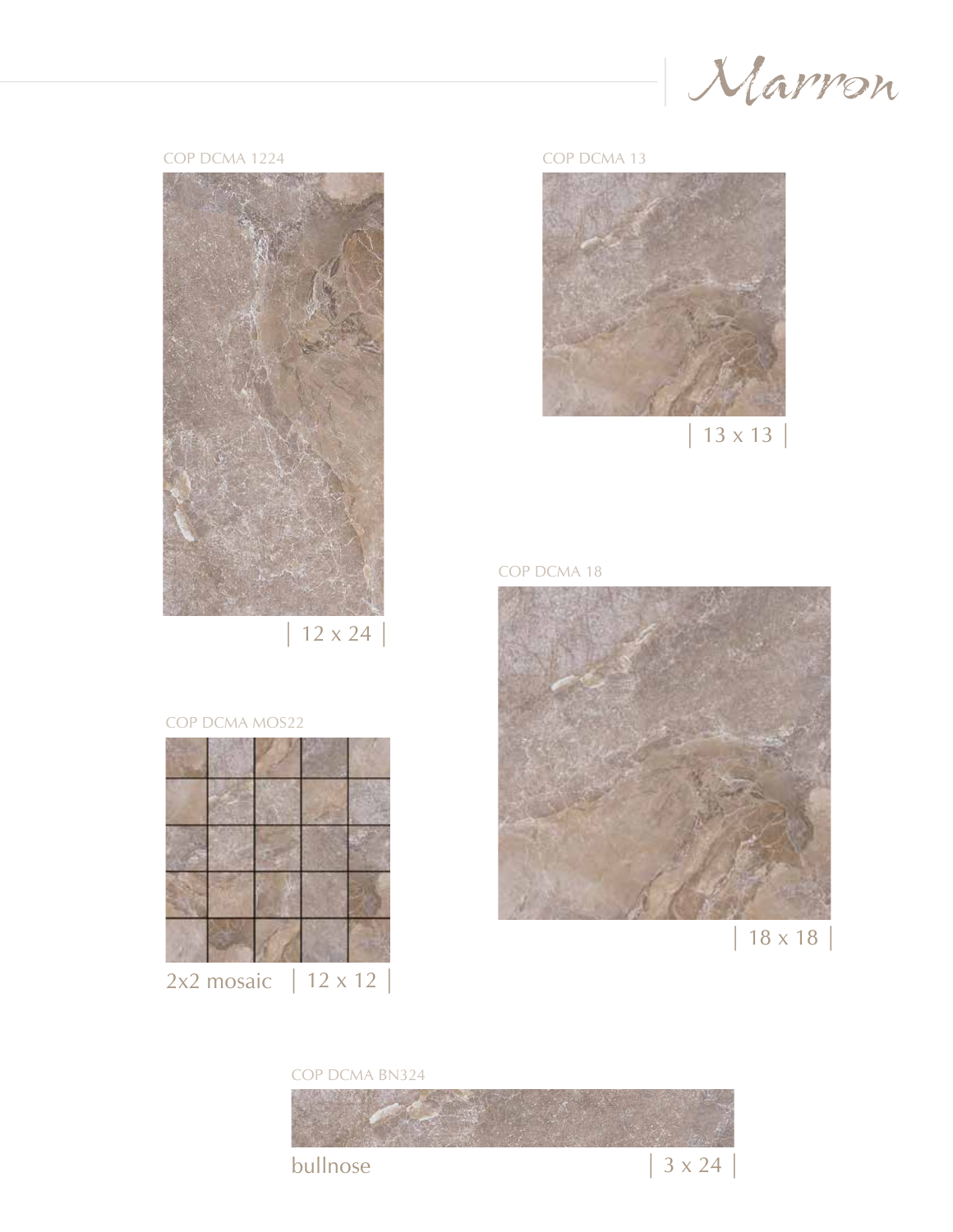# Marron

COP DCMA 1224

| 12 x 24 |

COP DCMA 13

| 13 x 13 |

COP DCMA 18

| 18 x 18 |

COP DCMA MOS22

2x2 mosaic | 12 x 12 |

COP DCMA BN324

bullnose | 3 x 24 |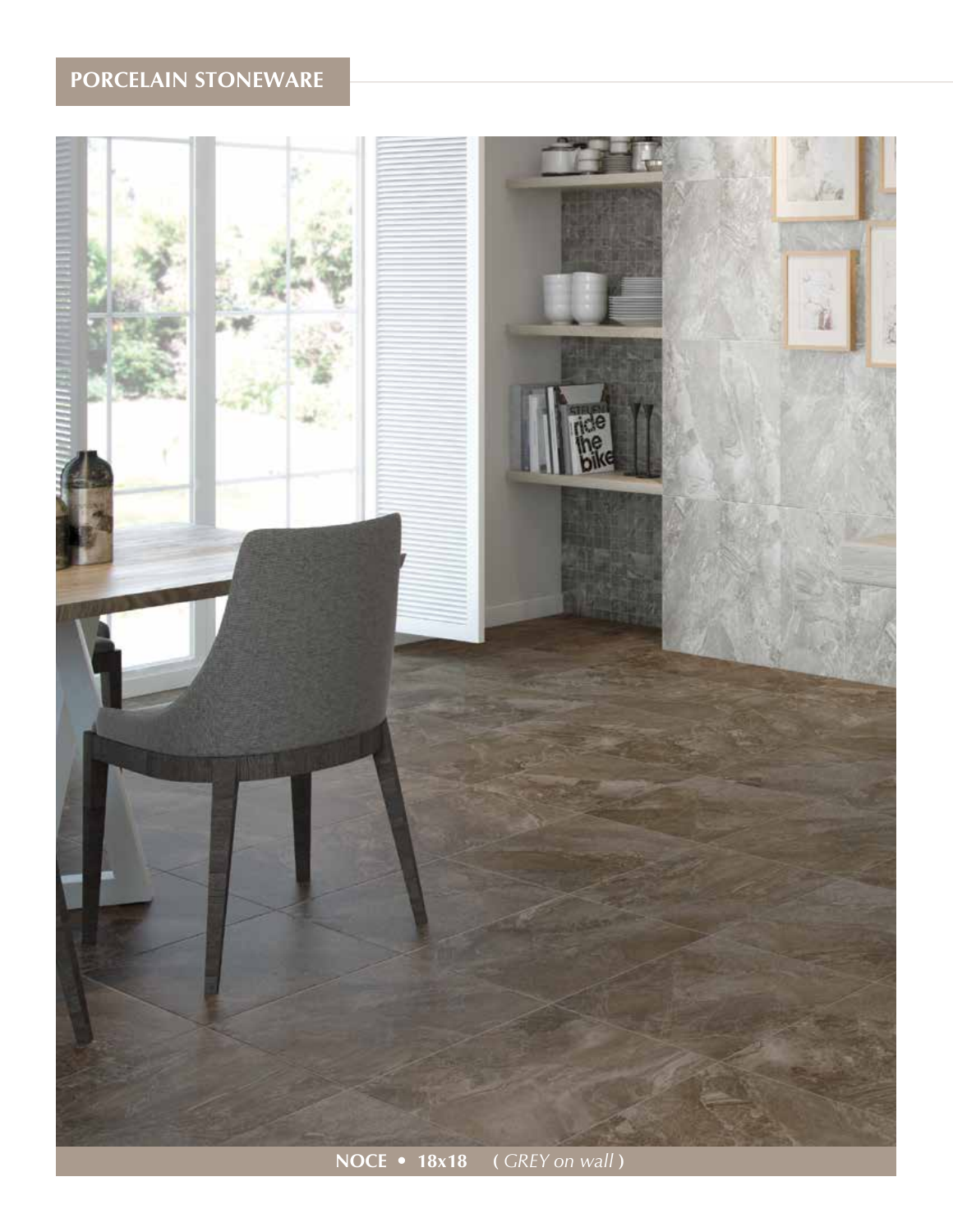## PORCELAIN STONEWARE

**NOCE • 18x18** **(** *GREY on wall* **)**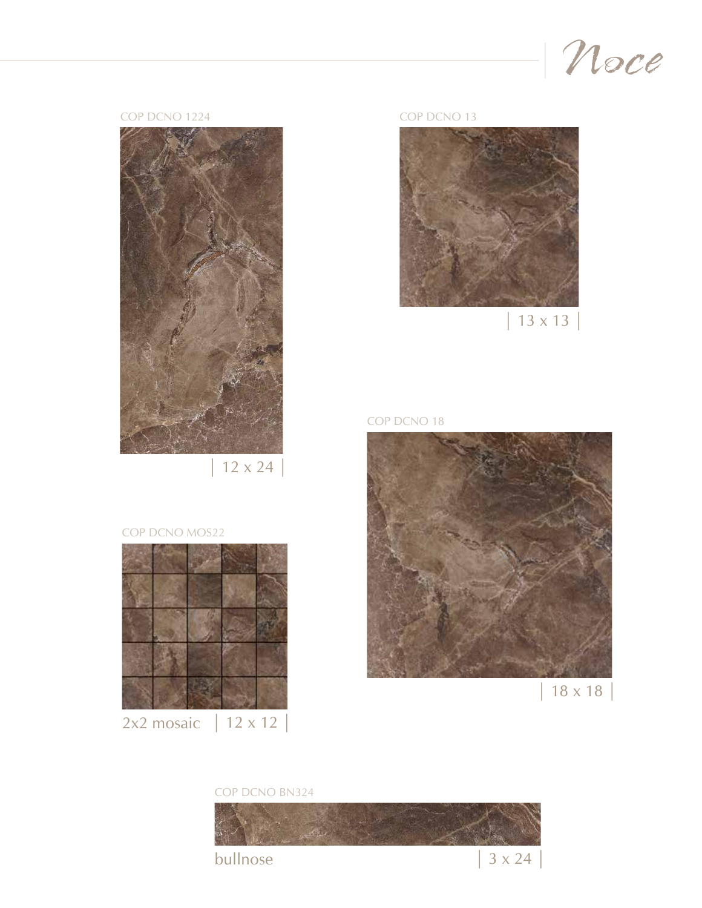# Noce

COP DCNO 1224

| 12 x 24 |

COP DCNO 13

| 13 x 13 |

COP DCNO 18

| 18 x 18 |

COP DCNO MOS22

2x2 mosaic | 12 x 12 |

COP DCNO BN324

bullnose | 3 x 24 |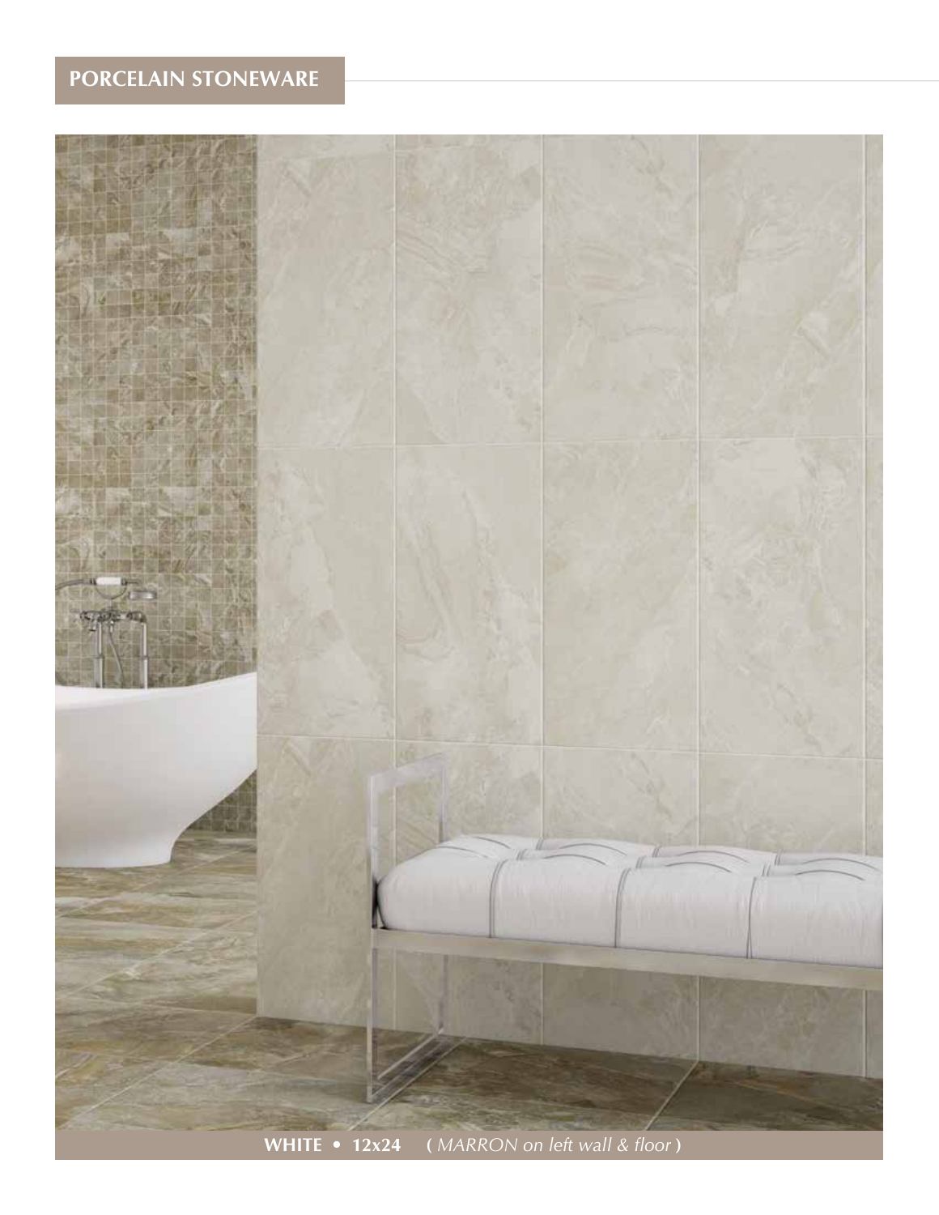PORCELAIN STONEWARE

**WHITE • 12x24** ( *MARRON on left wall & floor* )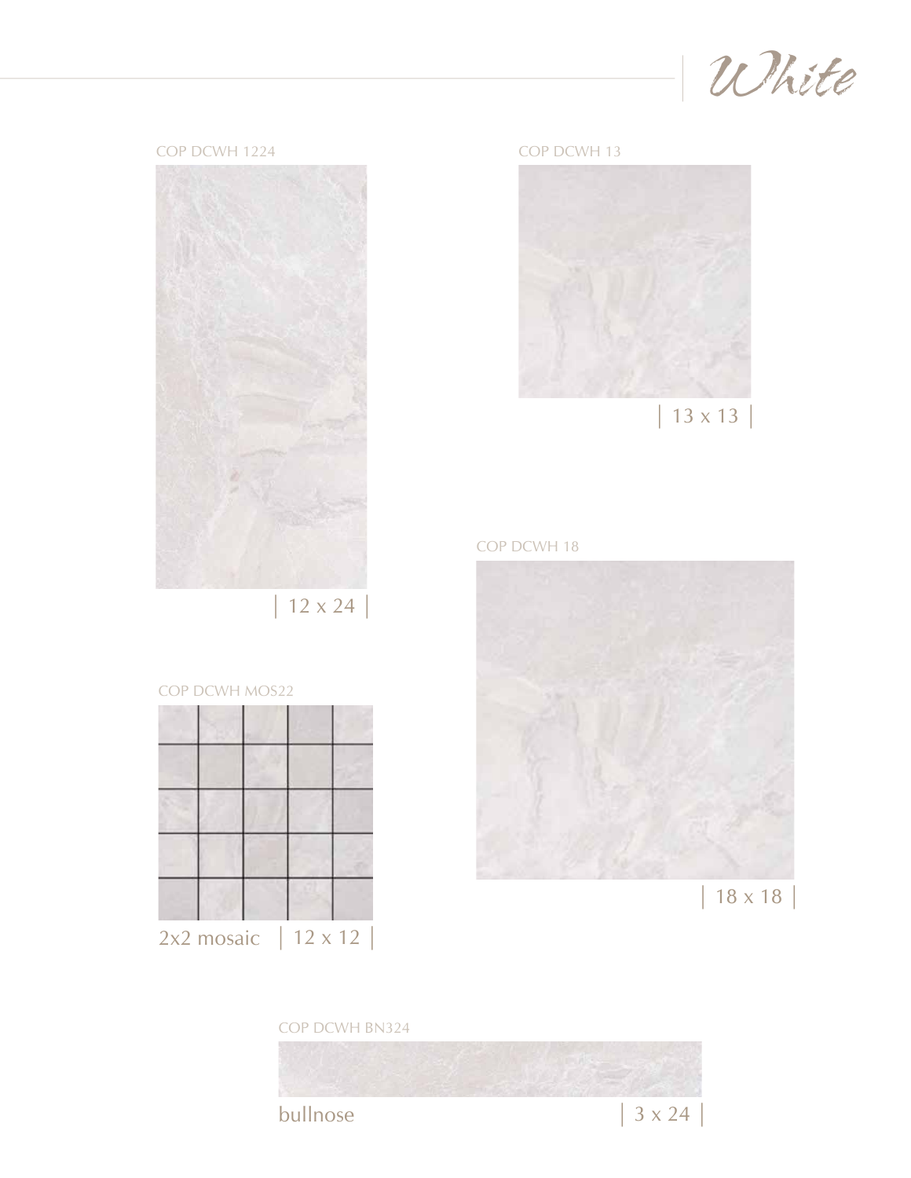# *White*

COP DCWH 1224

| 12 x 24 |

COP DCWH 13

| 13 x 13 |

COP DCWH 18

| 18 x 18 |

COP DCWH MOS22

2x2 mosaic | 12 x 12 |

COP DCWH BN324

bullnose | 3 x 24 |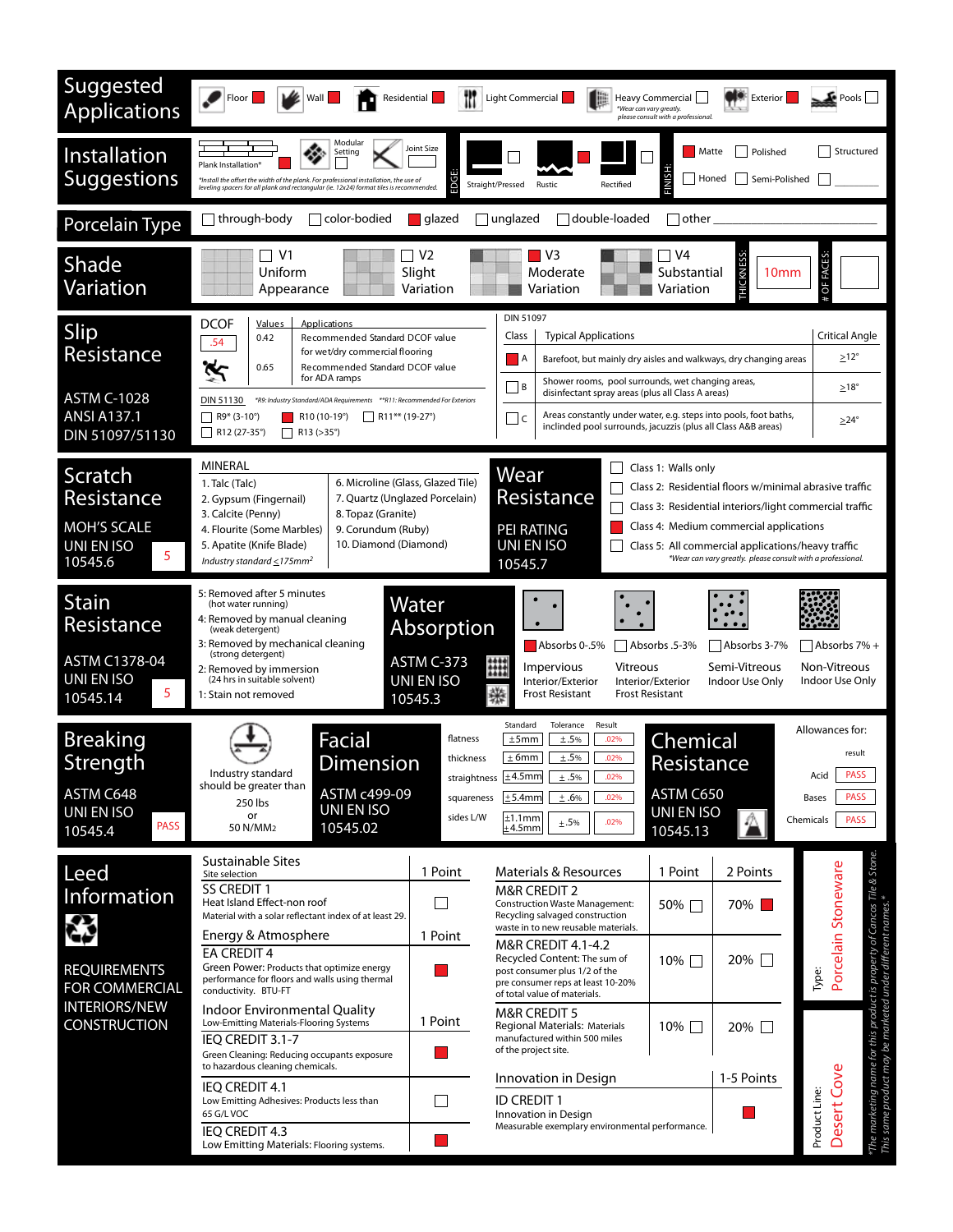## Suggested Applications

| Application | Selected |
|---|---|
| Floor | ■ |
| Wall | ■ |
| Residential | ■ |
| Light Commercial | ■ |
| Heavy Commercial (*Wear can vary greatly. please consult with a professional.) | ☐ |
| Exterior | ■ |
| Pools | ☐ |

## Installation Suggestions

Plank Installation* ■ | Modular Setting ☐ | Joint Size

*Install the offset the width of the plank. For professional installation, the use of leveling spacers for all plank and rectangular (ie. 12x24) format tiles is recommended.

EDGE: Straight/Pressed ☐ | Rustic ■ | Rectified ☐

FINISH: Matte ■ | Polished ☐ | Structured ☐ | Honed ☐ | Semi-Polished ☐ | ☐ ________

## Porcelain Type

☐ through-body ☐ color-bodied ■ glazed ☐ unglazed ☐ double-loaded ☐ other ________________

## Shade Variation

☐ V1 Uniform Appearance | ☐ V2 Slight Variation | ■ V3 Moderate Variation | ☐ V4 Substantial Variation

THICKNESS: 10mm

# OF FACES:

## Slip Resistance

ASTM C-1028
ANSI A137.1
DIN 51097/51130

DCOF: .54

| Values | Applications |
|---|---|
| 0.42 | Recommended Standard DCOF value for wet/dry commercial flooring |
| 0.65 | Recommended Standard DCOF value for ADA ramps |

DIN 51130 — *R9: Industry Standard/ADA Requirements **R11: Recommended For Exteriors

☐ R9* (3-10°) ■ R10 (10-19°) ☐ R11** (19-27°) ☐ R12 (27-35°) ☐ R13 (>35°)

DIN 51097

| Class | Typical Applications | Critical Angle |
|---|---|---|
| ■ A | Barefoot, but mainly dry aisles and walkways, dry changing areas | ≥12° |
| ☐ B | Shower rooms, pool surrounds, wet changing areas, disinfectant spray areas (plus all Class A areas) | ≥18° |
| ☐ C | Areas constantly under water, e.g. steps into pools, foot baths, inclinded pool surrounds, jacuzzis (plus all Class A&B areas) | ≥24° |

## Scratch Resistance

MOH'S SCALE
UNI EN ISO 10545.6 — 5

MINERAL

| | |
|---|---|
| 1. Talc (Talc) | 6. Microline (Glass, Glazed Tile) |
| 2. Gypsum (Fingernail) | 7. Quartz (Unglazed Porcelain) |
| 3. Calcite (Penny) | 8. Topaz (Granite) |
| 4. Flourite (Some Marbles) | 9. Corundum (Ruby) |
| 5. Apatite (Knife Blade) | 10. Diamond (Diamond) |

*Industry standard ≤175mm²*

## Wear Resistance

PEI RATING
UNI EN ISO 10545.7

- ☐ Class 1: Walls only
- ☐ Class 2: Residential floors w/minimal abrasive traffic
- ☐ Class 3: Residential interiors/light commercial traffic
- ■ Class 4: Medium commercial applications
- ☐ Class 5: All commercial applications/heavy traffic

*Wear can vary greatly. please consult with a professional.*

## Stain Resistance

ASTM C1378-04
UNI EN ISO 10545.14 — 5

- 5: Removed after 5 minutes (hot water running)
- 4: Removed by manual cleaning (weak detergent)
- 3: Removed by mechanical cleaning (strong detergent)
- 2: Removed by immersion (24 hrs in suitable solvent)
- 1: Stain not removed

## Water Absorption

ASTM C-373
UNI EN ISO 10545.3

| ■ Absorbs 0-.5% | ☐ Absorbs .5-3% | ☐ Absorbs 3-7% | ☐ Absorbs 7% + |
|---|---|---|---|
| Impervious Interior/Exterior Frost Resistant | Vitreous Interior/Exterior Frost Resistant | Semi-Vitreous Indoor Use Only | Non-Vitreous Indoor Use Only |

## Breaking Strength

ASTM C648
UNI EN ISO 10545.4 — PASS

Industry standard should be greater than 250 lbs or 50 N/MM2

## Facial Dimension

ASTM c499-09
UNI EN ISO 10545.02

| | Standard | Tolerance | Result |
|---|---|---|---|
| flatness | ±5mm | ±.5% | .02% |
| thickness | ±6mm | ±.5% | .02% |
| straightness | ±4.5mm | ±.5% | .02% |
| squareness | ±5.4mm | ±.6% | .02% |
| sides L/W | ±1.1mm ±4.5mm | ±.5% | .02% |

## Chemical Resistance

ASTM C650
UNI EN ISO 10545.13

Allowances for:

| | result |
|---|---|
| Acid | PASS |
| Bases | PASS |
| Chemicals | PASS |

## Leed Information

REQUIREMENTS FOR COMMERCIAL INTERIORS/NEW CONSTRUCTION

| Sustainable Sites (Site selection) | 1 Point |
|---|---|
| SS CREDIT 1 — Heat Island Effect-non roof. Material with a solar reflectant index of at least 29. | ☐ |
| **Energy & Atmosphere** | **1 Point** |
| EA CREDIT 4 — Green Power: Products that optimize energy performance for floors and walls using thermal conductivity. BTU-FT | ■ |
| **Indoor Environmental Quality** (Low-Emitting Materials-Flooring Systems) | **1 Point** |
| IEQ CREDIT 3.1-7 — Green Cleaning: Reducing occupants exposure to hazardous cleaning chemicals. | ■ |
| IEQ CREDIT 4.1 — Low Emitting Adhesives: Products less than 65 G/L VOC | ☐ |
| IEQ CREDIT 4.3 — Low Emitting Materials: Flooring systems. | ■ |

| Materials & Resources | 1 Point | 2 Points |
|---|---|---|
| M&R CREDIT 2 — Construction Waste Management: Recycling salvaged construction waste in to new reusable materials. | 50% ☐ | 70% ■ |
| M&R CREDIT 4.1-4.2 — Recycled Content: The sum of post consumer plus 1/2 of the pre consumer reps at least 10-20% of total value of materials. | 10% ☐ | 20% ☐ |
| M&R CREDIT 5 — Regional Materials: Materials manufactured within 500 miles of the project site. | 10% ☐ | 20% ☐ |

| Innovation in Design | 1-5 Points |
|---|---|
| ID CREDIT 1 — Innovation in Design. Measurable exemplary environmental performance. | ■ |

Type: Porcelain Stoneware

Product Line: Desert Cove

*The marketing name for this product is property of Cancos Tile & Stone. This same product may be marketed under different names.*